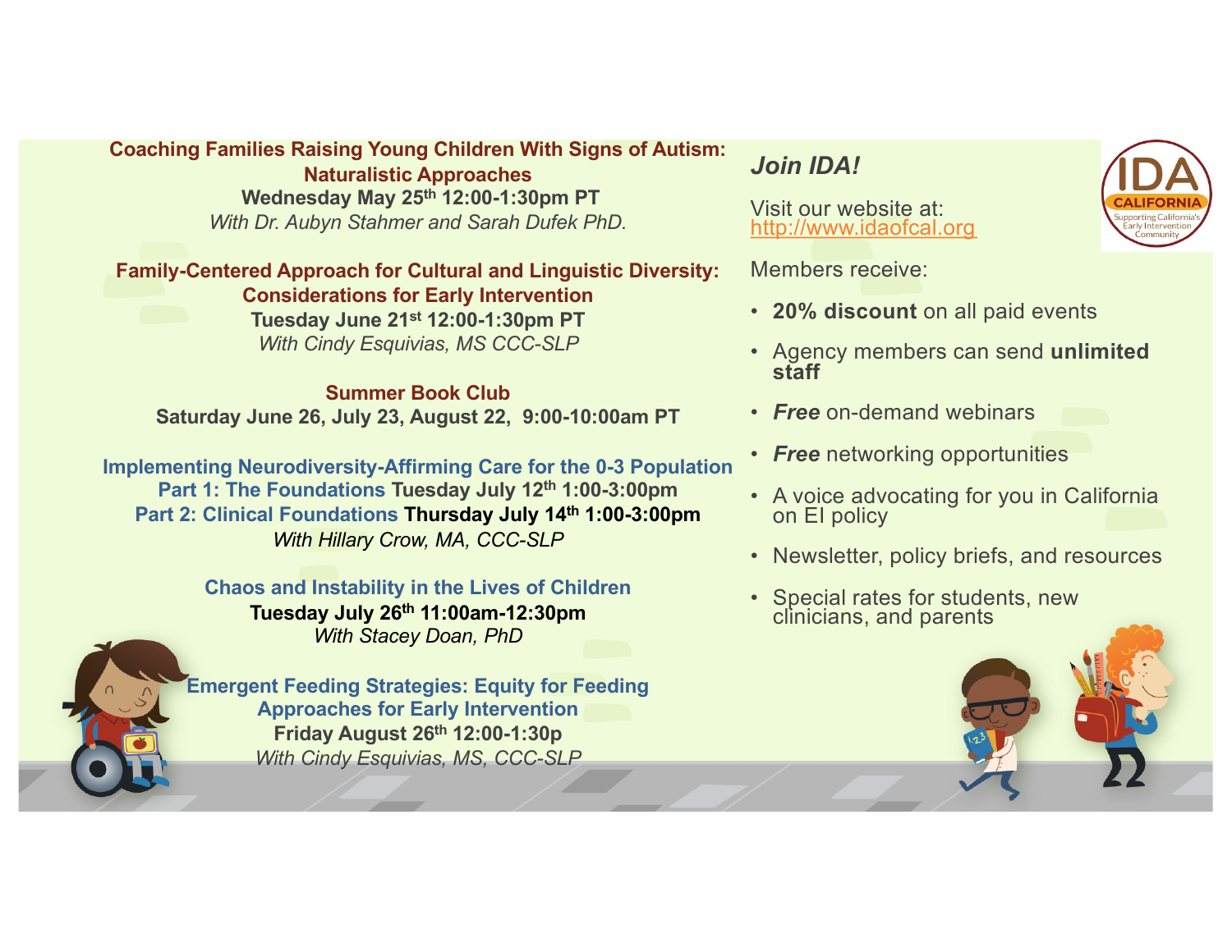**Coaching Families Raising Young Children With Signs of Autism: Naturalistic Approaches**
**Wednesday May 25th 12:00-1:30pm PT**
*With Dr. Aubyn Stahmer and Sarah Dufek PhD.*

**Family-Centered Approach for Cultural and Linguistic Diversity: Considerations for Early Intervention**
**Tuesday June 21st 12:00-1:30pm PT**
*With Cindy Esquivias, MS CCC-SLP*

**Summer Book Club**
**Saturday June 26, July 23, August 22, 9:00-10:00am PT**

**Implementing Neurodiversity-Affirming Care for the 0-3 Population**
**Part 1: The Foundations Tuesday July 12th 1:00-3:00pm**
**Part 2: Clinical Foundations Thursday July 14th 1:00-3:00pm**
*With Hillary Crow, MA, CCC-SLP*

**Chaos and Instability in the Lives of Children**
**Tuesday July 26th 11:00am-12:30pm**
*With Stacey Doan, PhD*

**Emergent Feeding Strategies: Equity for Feeding Approaches for Early Intervention**
**Friday August 26th 12:00-1:30p**
*With Cindy Esquivias, MS, CCC-SLP*

## *Join IDA!*

Visit our website at: http://www.idaofcal.org

IDA CALIFORNIA — Supporting California's Early Intervention Community

Members receive:

- **20% discount** on all paid events
- Agency members can send **unlimited staff**
- ***Free*** on-demand webinars
- ***Free*** networking opportunities
- A voice advocating for you in California on EI policy
- Newsletter, policy briefs, and resources
- Special rates for students, new clinicians, and parents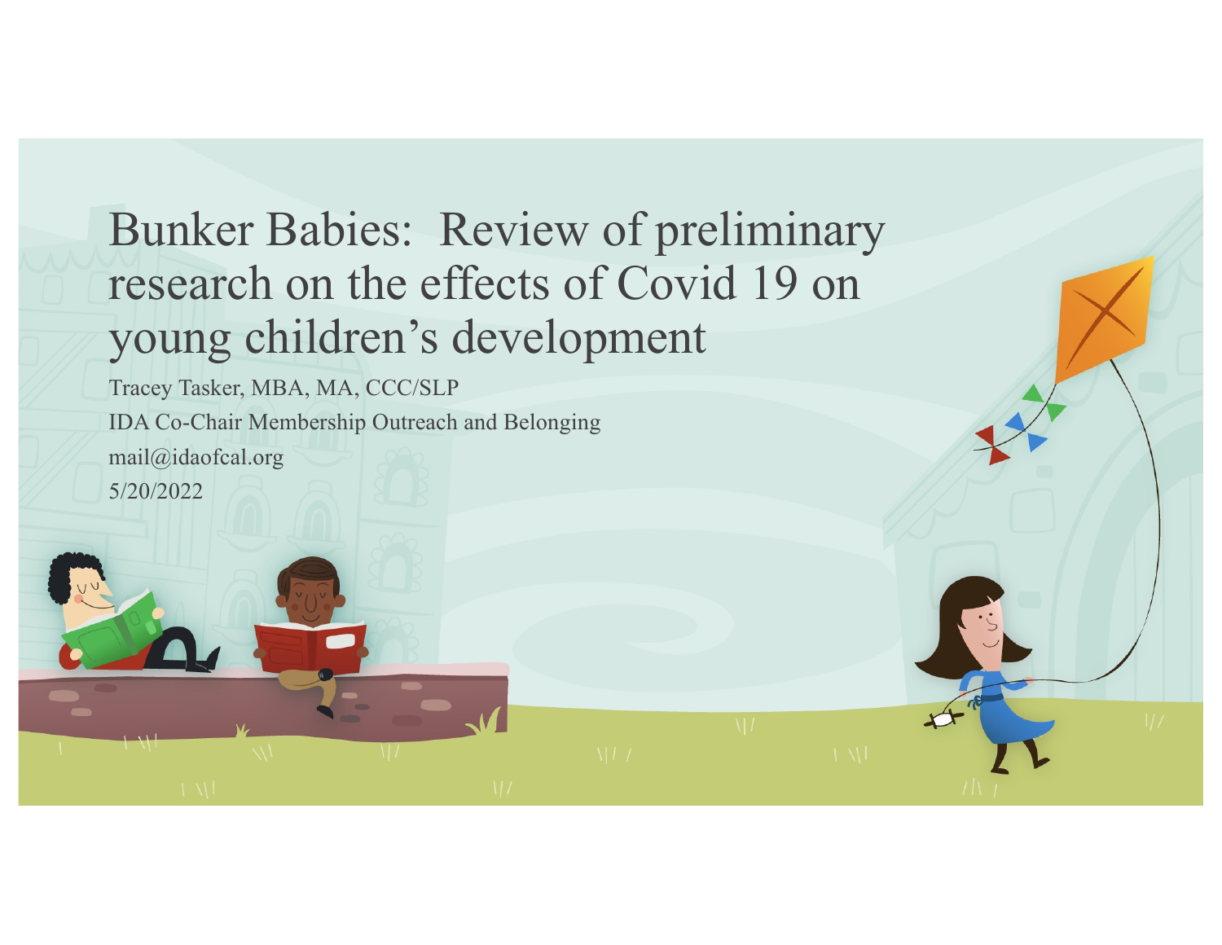# Bunker Babies: Review of preliminary research on the effects of Covid 19 on young children's development

Tracey Tasker, MBA, MA, CCC/SLP

IDA Co-Chair Membership Outreach and Belonging

mail@idaofcal.org

5/20/2022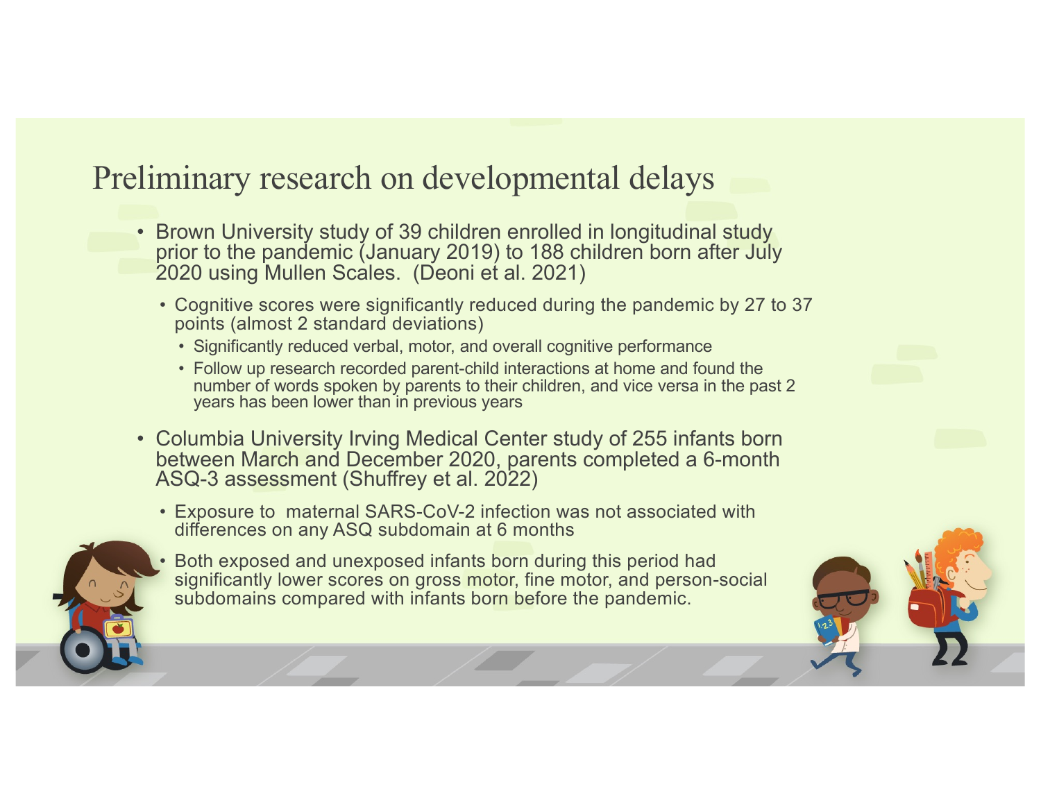# Preliminary research on developmental delays

- Brown University study of 39 children enrolled in longitudinal study prior to the pandemic (January 2019) to 188 children born after July 2020 using Mullen Scales. (Deoni et al. 2021)
  - Cognitive scores were significantly reduced during the pandemic by 27 to 37 points (almost 2 standard deviations)
    - Significantly reduced verbal, motor, and overall cognitive performance
    - Follow up research recorded parent-child interactions at home and found the number of words spoken by parents to their children, and vice versa in the past 2 years has been lower than in previous years
- Columbia University Irving Medical Center study of 255 infants born between March and December 2020, parents completed a 6-month ASQ-3 assessment (Shuffrey et al. 2022)
  - Exposure to maternal SARS-CoV-2 infection was not associated with differences on any ASQ subdomain at 6 months
  - Both exposed and unexposed infants born during this period had significantly lower scores on gross motor, fine motor, and person-social subdomains compared with infants born before the pandemic.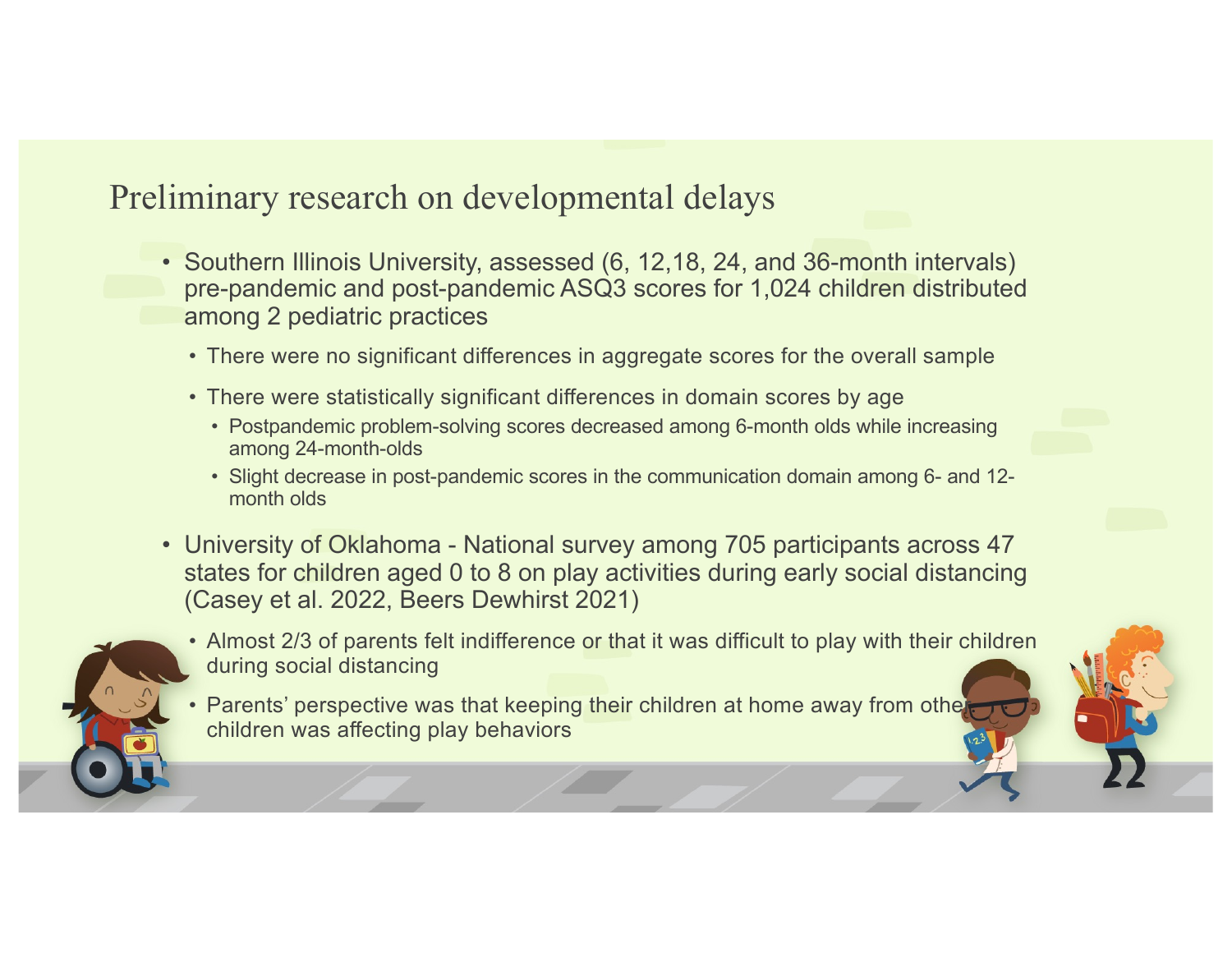# Preliminary research on developmental delays

- Southern Illinois University, assessed (6, 12,18, 24, and 36-month intervals) pre-pandemic and post-pandemic ASQ3 scores for 1,024 children distributed among 2 pediatric practices
  - There were no significant differences in aggregate scores for the overall sample
  - There were statistically significant differences in domain scores by age
    - Postpandemic problem-solving scores decreased among 6-month olds while increasing among 24-month-olds
    - Slight decrease in post-pandemic scores in the communication domain among 6- and 12-month olds
- University of Oklahoma - National survey among 705 participants across 47 states for children aged 0 to 8 on play activities during early social distancing (Casey et al. 2022, Beers Dewhirst 2021)
  - Almost 2/3 of parents felt indifference or that it was difficult to play with their children during social distancing
  - Parents' perspective was that keeping their children at home away from other children was affecting play behaviors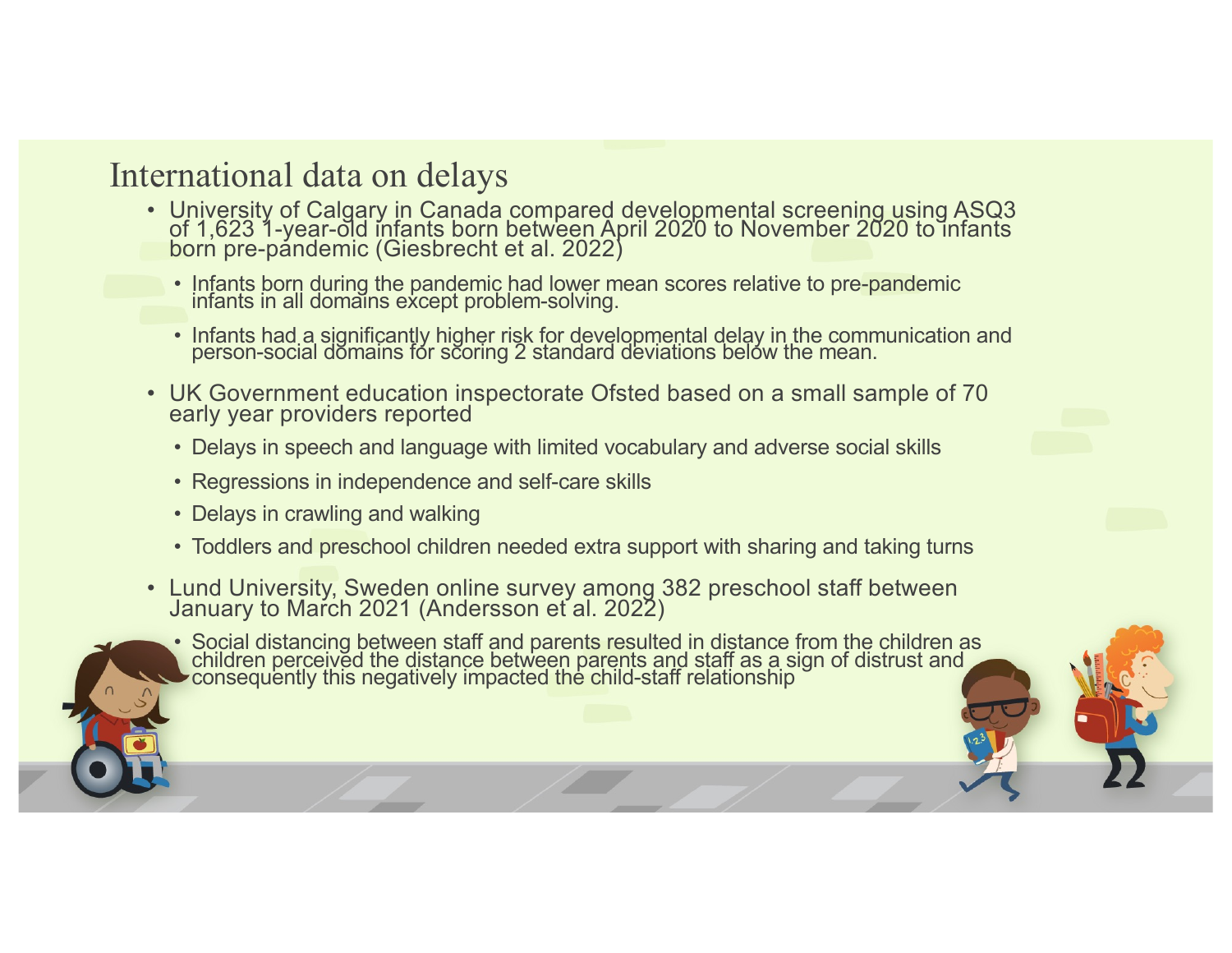# International data on delays

- University of Calgary in Canada compared developmental screening using ASQ3 of 1,623 1-year-old infants born between April 2020 to November 2020 to infants born pre-pandemic (Giesbrecht et al. 2022)
  - Infants born during the pandemic had lower mean scores relative to pre-pandemic infants in all domains except problem-solving.
  - Infants had a significantly higher risk for developmental delay in the communication and person-social domains for scoring 2 standard deviations below the mean.
- UK Government education inspectorate Ofsted based on a small sample of 70 early year providers reported
  - Delays in speech and language with limited vocabulary and adverse social skills
  - Regressions in independence and self-care skills
  - Delays in crawling and walking
  - Toddlers and preschool children needed extra support with sharing and taking turns
- Lund University, Sweden online survey among 382 preschool staff between January to March 2021 (Andersson et al. 2022)
  - Social distancing between staff and parents resulted in distance from the children as children perceived the distance between parents and staff as a sign of distrust and consequently this negatively impacted the child-staff relationship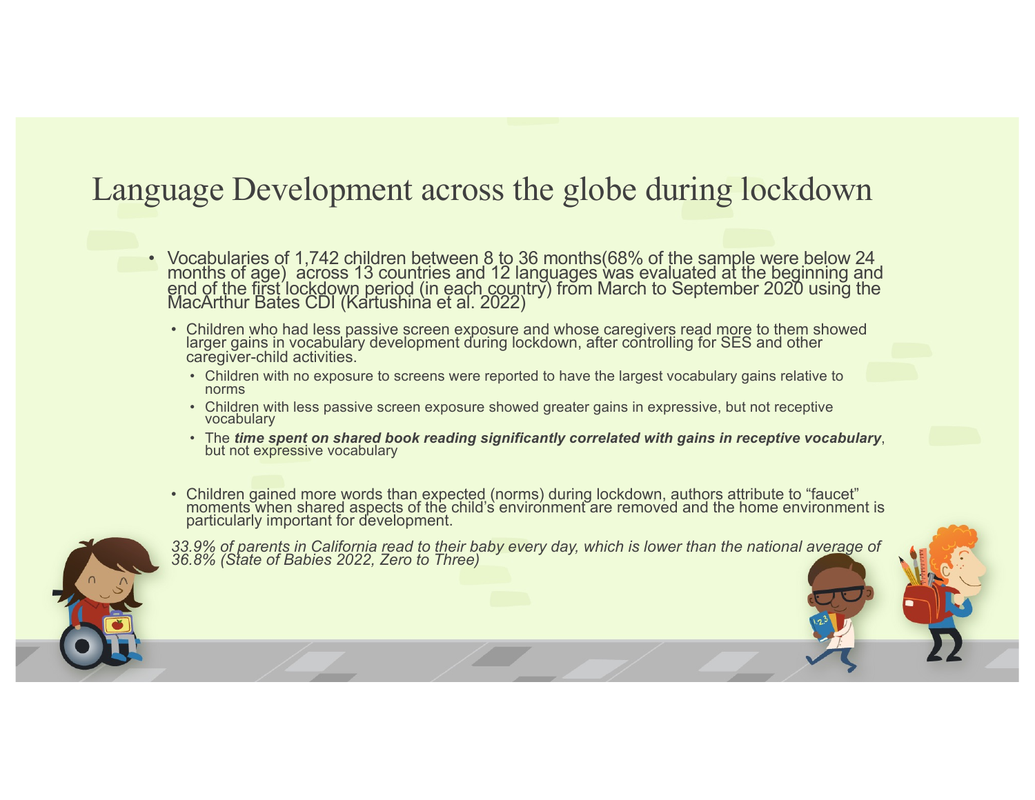# Language Development across the globe during lockdown

- Vocabularies of 1,742 children between 8 to 36 months(68% of the sample were below 24 months of age)  across 13 countries and 12 languages was evaluated at the beginning and end of the first lockdown period (in each country) from March to September 2020 using the MacArthur Bates CDI (Kartushina et al. 2022)
  - Children who had less passive screen exposure and whose caregivers read more to them showed larger gains in vocabulary development during lockdown, after controlling for SES and other caregiver-child activities.
    - Children with no exposure to screens were reported to have the largest vocabulary gains relative to norms
    - Children with less passive screen exposure showed greater gains in expressive, but not receptive vocabulary
    - The ***time spent on shared book reading significantly correlated with gains in receptive vocabulary***, but not expressive vocabulary
  - Children gained more words than expected (norms) during lockdown, authors attribute to “faucet” moments when shared aspects of the child’s environment are removed and the home environment is particularly important for development.

*33.9% of parents in California read to their baby every day, which is lower than the national average of 36.8% (State of Babies 2022, Zero to Three)*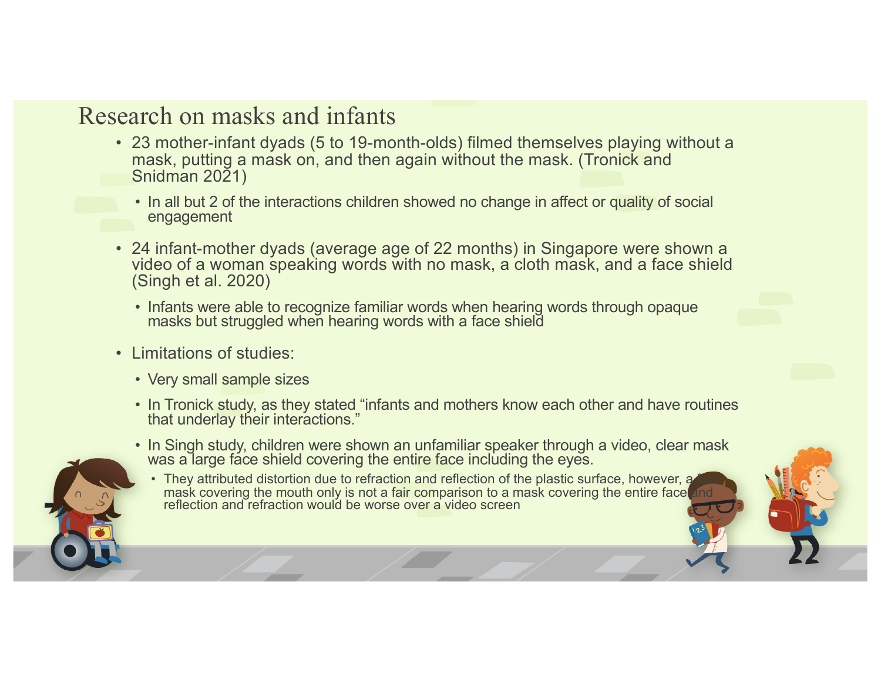# Research on masks and infants

- 23 mother-infant dyads (5 to 19-month-olds) filmed themselves playing without a mask, putting a mask on, and then again without the mask. (Tronick and Snidman 2021)
  - In all but 2 of the interactions children showed no change in affect or quality of social engagement
- 24 infant-mother dyads (average age of 22 months) in Singapore were shown a video of a woman speaking words with no mask, a cloth mask, and a face shield (Singh et al. 2020)
  - Infants were able to recognize familiar words when hearing words through opaque masks but struggled when hearing words with a face shield
- Limitations of studies:
  - Very small sample sizes
  - In Tronick study, as they stated "infants and mothers know each other and have routines that underlay their interactions."
  - In Singh study, children were shown an unfamiliar speaker through a video, clear mask was a large face shield covering the entire face including the eyes.
    - They attributed distortion due to refraction and reflection of the plastic surface, however, a mask covering the mouth only is not a fair comparison to a mask covering the entire face and reflection and refraction would be worse over a video screen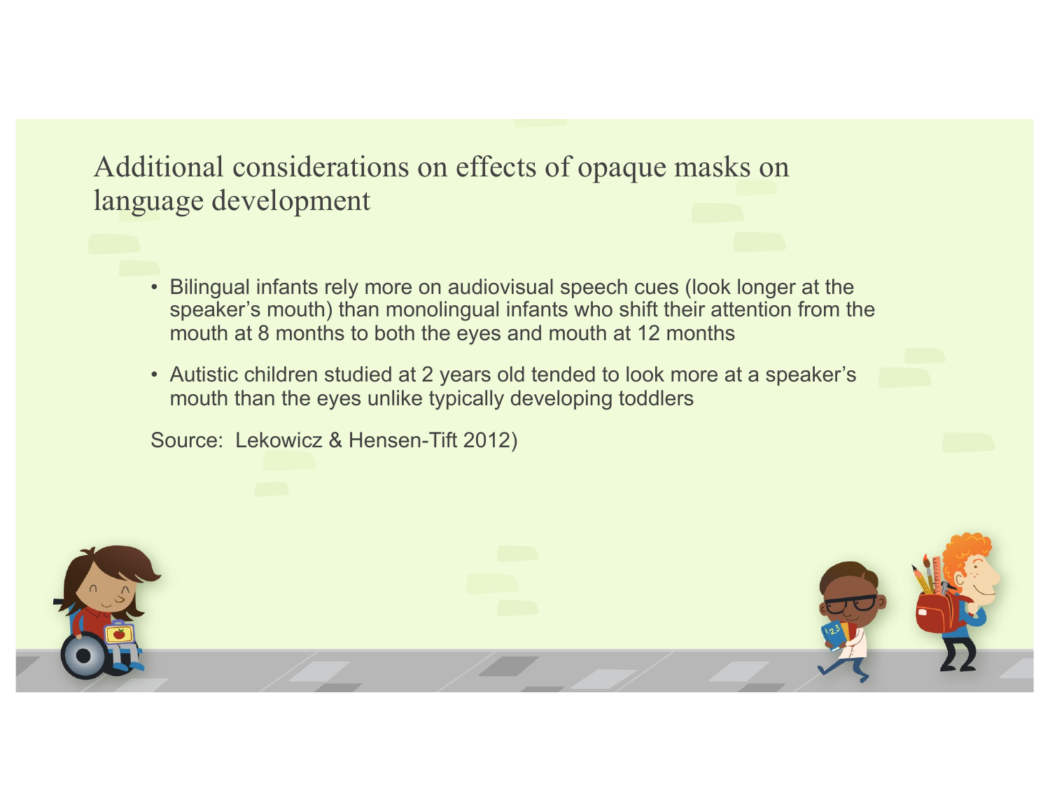# Additional considerations on effects of opaque masks on language development

- Bilingual infants rely more on audiovisual speech cues (look longer at the speaker's mouth) than monolingual infants who shift their attention from the mouth at 8 months to both the eyes and mouth at 12 months
- Autistic children studied at 2 years old tended to look more at a speaker's mouth than the eyes unlike typically developing toddlers

Source: Lekowicz & Hensen-Tift 2012)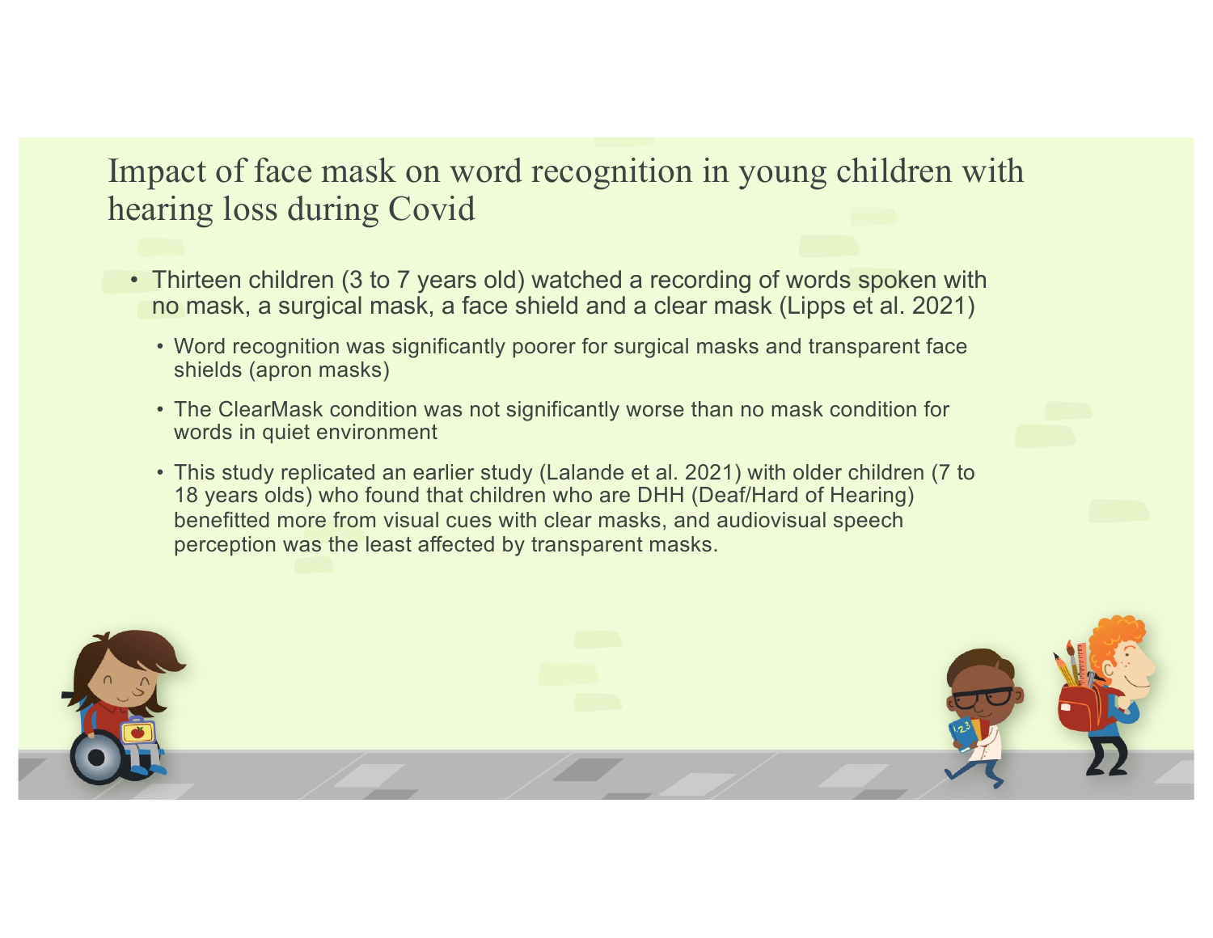# Impact of face mask on word recognition in young children with hearing loss during Covid

- Thirteen children (3 to 7 years old) watched a recording of words spoken with no mask, a surgical mask, a face shield and a clear mask (Lipps et al. 2021)
  - Word recognition was significantly poorer for surgical masks and transparent face shields (apron masks)
  - The ClearMask condition was not significantly worse than no mask condition for words in quiet environment
  - This study replicated an earlier study (Lalande et al. 2021) with older children (7 to 18 years olds) who found that children who are DHH (Deaf/Hard of Hearing) benefitted more from visual cues with clear masks, and audiovisual speech perception was the least affected by transparent masks.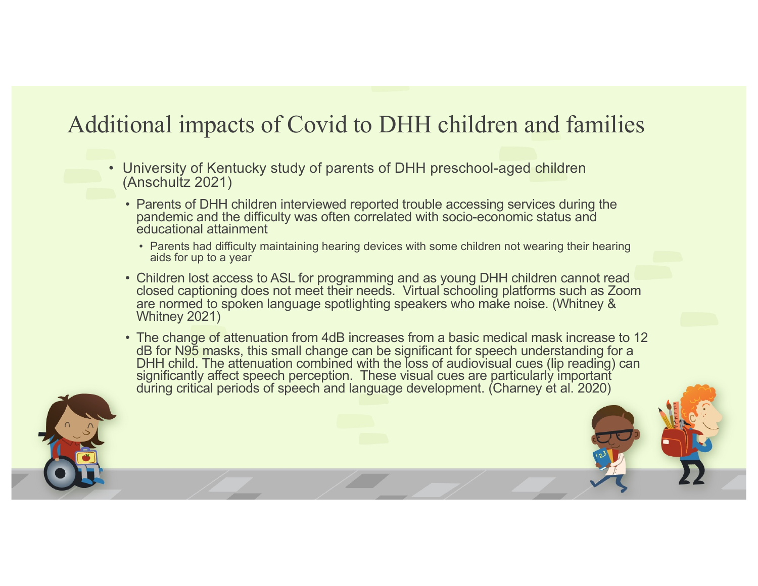# Additional impacts of Covid to DHH children and families

- University of Kentucky study of parents of DHH preschool-aged children (Anschultz 2021)
  - Parents of DHH children interviewed reported trouble accessing services during the pandemic and the difficulty was often correlated with socio-economic status and educational attainment
    - Parents had difficulty maintaining hearing devices with some children not wearing their hearing aids for up to a year
  - Children lost access to ASL for programming and as young DHH children cannot read closed captioning does not meet their needs. Virtual schooling platforms such as Zoom are normed to spoken language spotlighting speakers who make noise. (Whitney & Whitney 2021)
  - The change of attenuation from 4dB increases from a basic medical mask increase to 12 dB for N95 masks, this small change can be significant for speech understanding for a DHH child. The attenuation combined with the loss of audiovisual cues (lip reading) can significantly affect speech perception. These visual cues are particularly important during critical periods of speech and language development. (Charney et al. 2020)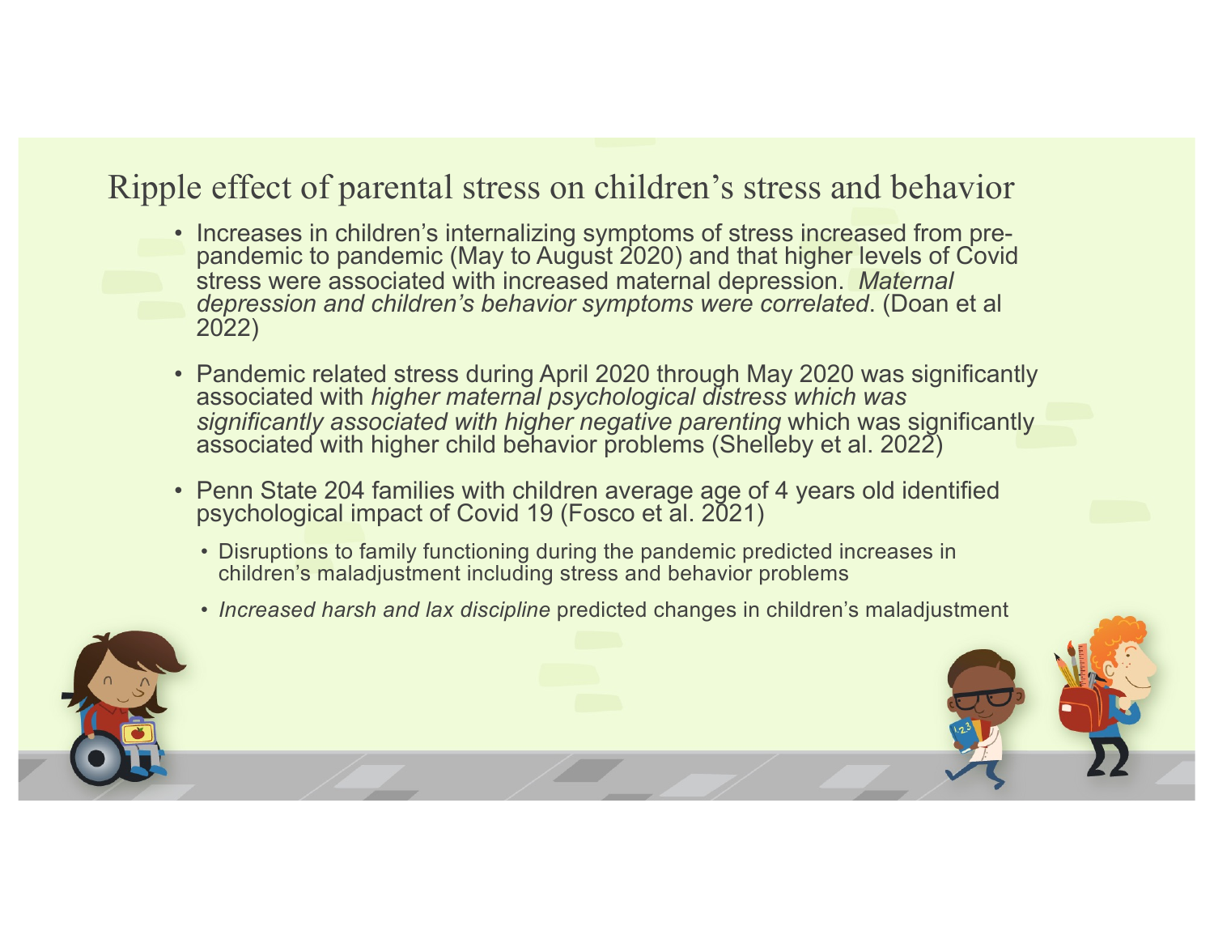# Ripple effect of parental stress on children's stress and behavior

- Increases in children's internalizing symptoms of stress increased from pre-pandemic to pandemic (May to August 2020) and that higher levels of Covid stress were associated with increased maternal depression. *Maternal depression and children's behavior symptoms were correlated*. (Doan et al 2022)

- Pandemic related stress during April 2020 through May 2020 was significantly associated with *higher maternal psychological distress which was significantly associated with higher negative parenting* which was significantly associated with higher child behavior problems (Shelleby et al. 2022)

- Penn State 204 families with children average age of 4 years old identified psychological impact of Covid 19 (Fosco et al. 2021)
  - Disruptions to family functioning during the pandemic predicted increases in children's maladjustment including stress and behavior problems
  - *Increased harsh and lax discipline* predicted changes in children's maladjustment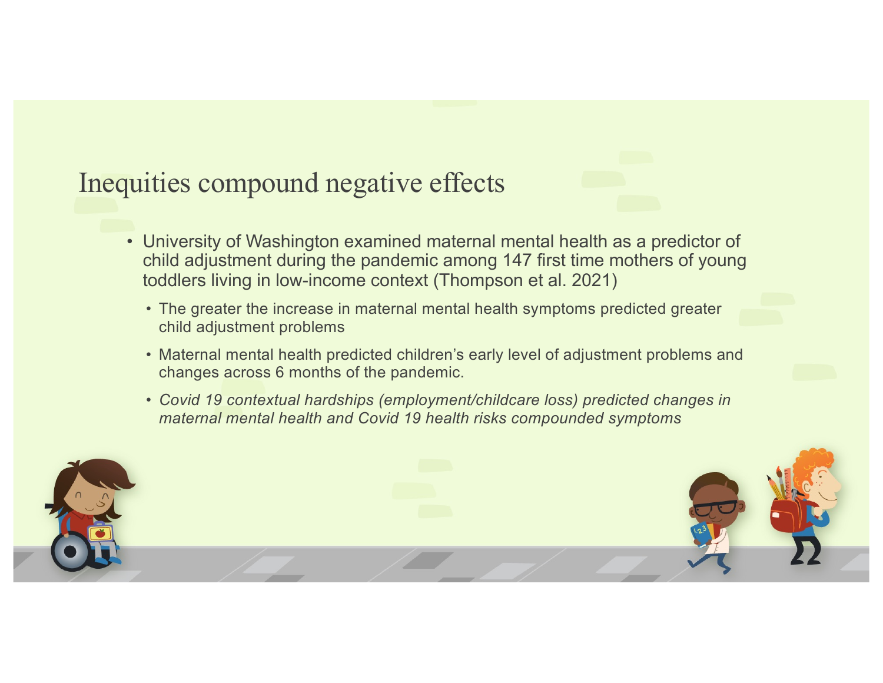# Inequities compound negative effects

- University of Washington examined maternal mental health as a predictor of child adjustment during the pandemic among 147 first time mothers of young toddlers living in low-income context (Thompson et al. 2021)
  - The greater the increase in maternal mental health symptoms predicted greater child adjustment problems
  - Maternal mental health predicted children's early level of adjustment problems and changes across 6 months of the pandemic.
  - *Covid 19 contextual hardships (employment/childcare loss) predicted changes in maternal mental health and Covid 19 health risks compounded symptoms*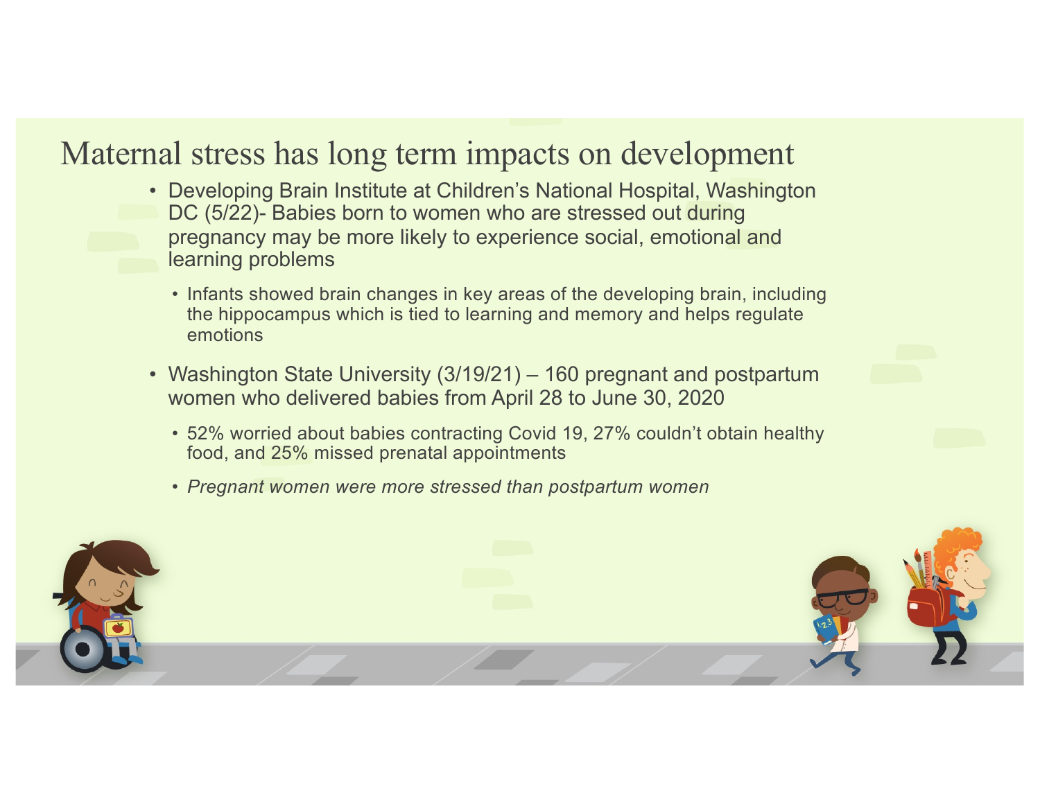# Maternal stress has long term impacts on development

- Developing Brain Institute at Children's National Hospital, Washington DC (5/22)- Babies born to women who are stressed out during pregnancy may be more likely to experience social, emotional and learning problems
  - Infants showed brain changes in key areas of the developing brain, including the hippocampus which is tied to learning and memory and helps regulate emotions
- Washington State University (3/19/21) – 160 pregnant and postpartum women who delivered babies from April 28 to June 30, 2020
  - 52% worried about babies contracting Covid 19, 27% couldn't obtain healthy food, and 25% missed prenatal appointments
  - *Pregnant women were more stressed than postpartum women*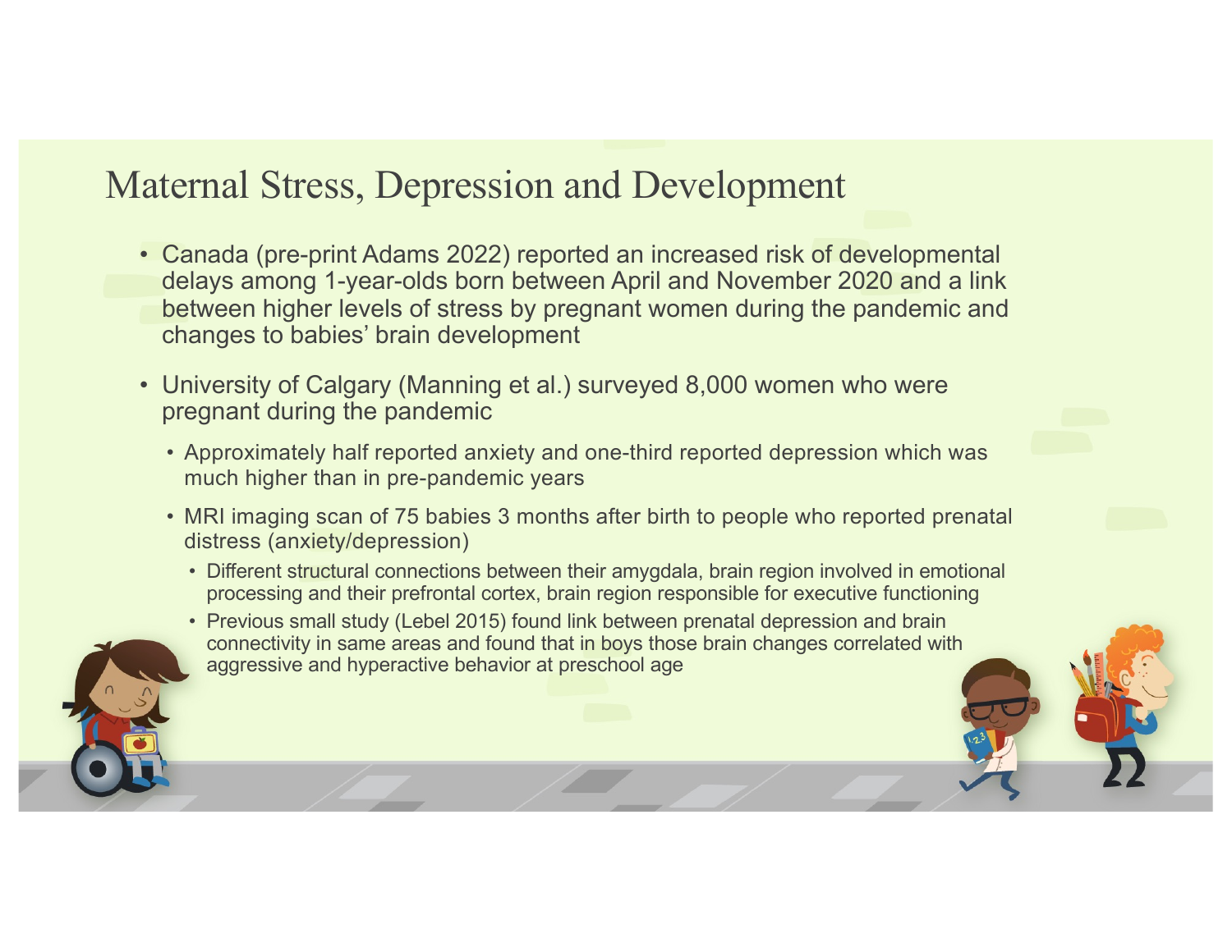# Maternal Stress, Depression and Development

- Canada (pre-print Adams 2022) reported an increased risk of developmental delays among 1-year-olds born between April and November 2020 and a link between higher levels of stress by pregnant women during the pandemic and changes to babies' brain development
- University of Calgary (Manning et al.) surveyed 8,000 women who were pregnant during the pandemic
  - Approximately half reported anxiety and one-third reported depression which was much higher than in pre-pandemic years
  - MRI imaging scan of 75 babies 3 months after birth to people who reported prenatal distress (anxiety/depression)
    - Different structural connections between their amygdala, brain region involved in emotional processing and their prefrontal cortex, brain region responsible for executive functioning
    - Previous small study (Lebel 2015) found link between prenatal depression and brain connectivity in same areas and found that in boys those brain changes correlated with aggressive and hyperactive behavior at preschool age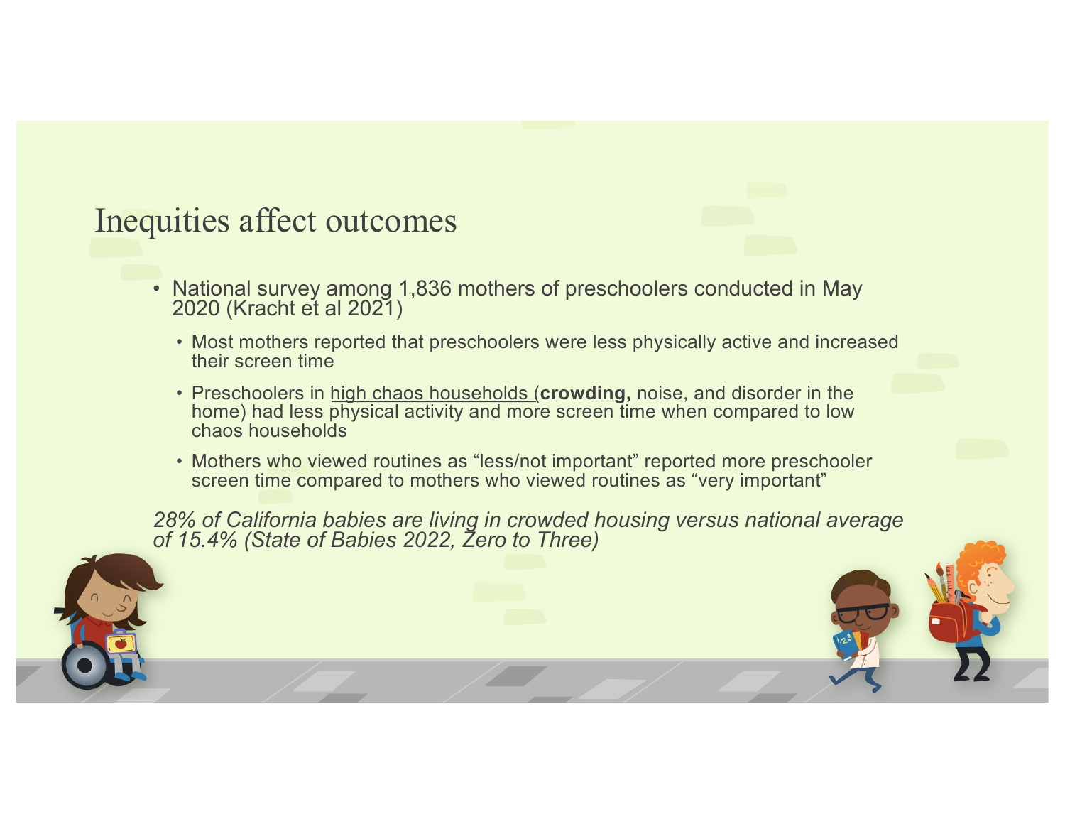# Inequities affect outcomes

- National survey among 1,836 mothers of preschoolers conducted in May 2020 (Kracht et al 2021)
  - Most mothers reported that preschoolers were less physically active and increased their screen time
  - Preschoolers in high chaos households (**crowding,** noise, and disorder in the home) had less physical activity and more screen time when compared to low chaos households
  - Mothers who viewed routines as "less/not important" reported more preschooler screen time compared to mothers who viewed routines as "very important"

*28% of California babies are living in crowded housing versus national average of 15.4% (State of Babies 2022, Zero to Three)*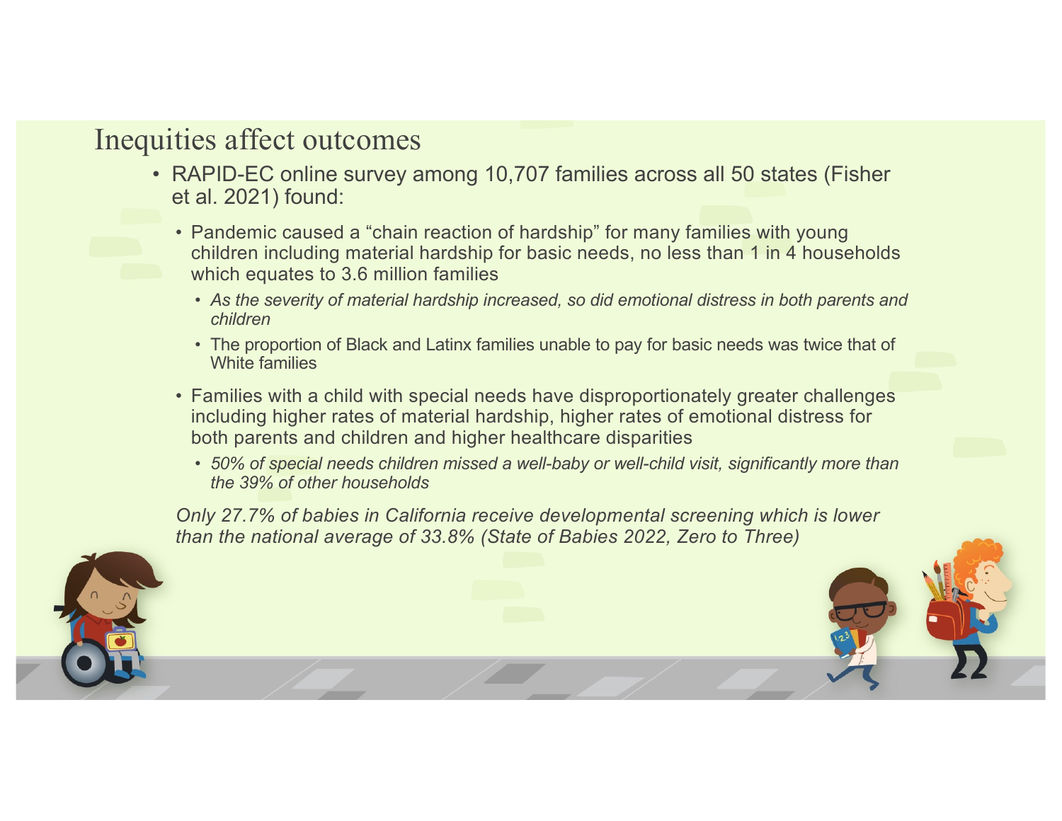# Inequities affect outcomes

- RAPID-EC online survey among 10,707 families across all 50 states (Fisher et al. 2021) found:
  - Pandemic caused a "chain reaction of hardship" for many families with young children including material hardship for basic needs, no less than 1 in 4 households which equates to 3.6 million families
    - *As the severity of material hardship increased, so did emotional distress in both parents and children*
    - The proportion of Black and Latinx families unable to pay for basic needs was twice that of White families
  - Families with a child with special needs have disproportionately greater challenges including higher rates of material hardship, higher rates of emotional distress for both parents and children and higher healthcare disparities
    - *50% of special needs children missed a well-baby or well-child visit, significantly more than the 39% of other households*

*Only 27.7% of babies in California receive developmental screening which is lower than the national average of 33.8% (State of Babies 2022, Zero to Three)*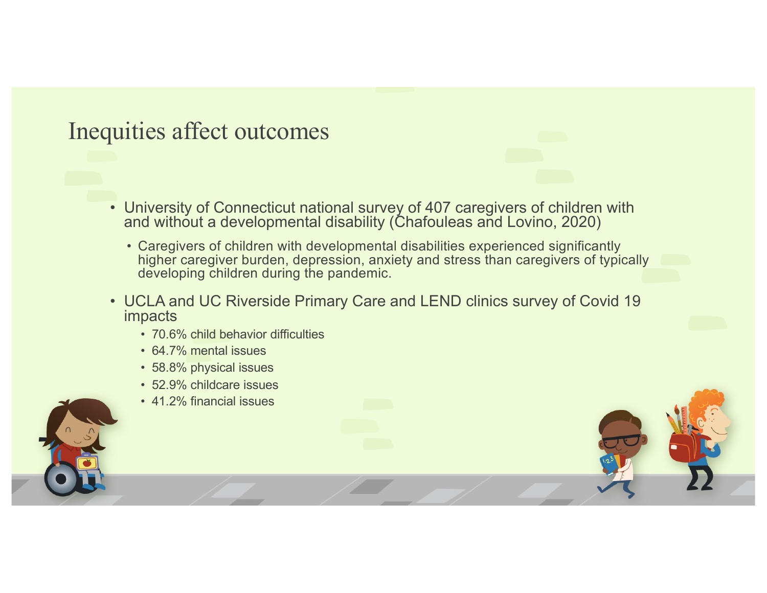# Inequities affect outcomes

- University of Connecticut national survey of 407 caregivers of children with and without a developmental disability (Chafouleas and Lovino, 2020)
  - Caregivers of children with developmental disabilities experienced significantly higher caregiver burden, depression, anxiety and stress than caregivers of typically developing children during the pandemic.
- UCLA and UC Riverside Primary Care and LEND clinics survey of Covid 19 impacts
  - 70.6% child behavior difficulties
  - 64.7% mental issues
  - 58.8% physical issues
  - 52.9% childcare issues
  - 41.2% financial issues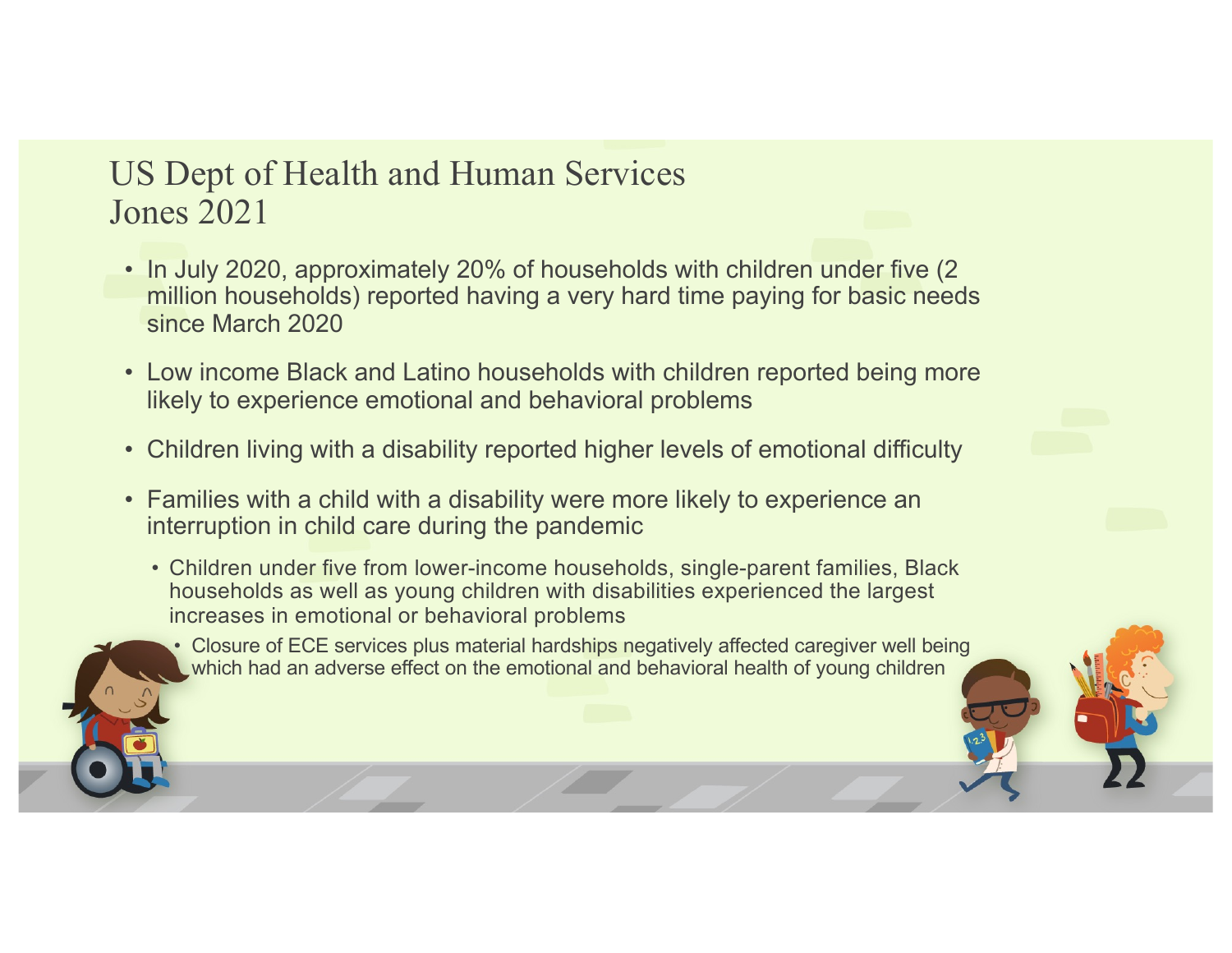# US Dept of Health and Human Services
# Jones 2021

- In July 2020, approximately 20% of households with children under five (2 million households) reported having a very hard time paying for basic needs since March 2020
- Low income Black and Latino households with children reported being more likely to experience emotional and behavioral problems
- Children living with a disability reported higher levels of emotional difficulty
- Families with a child with a disability were more likely to experience an interruption in child care during the pandemic
  - Children under five from lower-income households, single-parent families, Black households as well as young children with disabilities experienced the largest increases in emotional or behavioral problems
    - Closure of ECE services plus material hardships negatively affected caregiver well being which had an adverse effect on the emotional and behavioral health of young children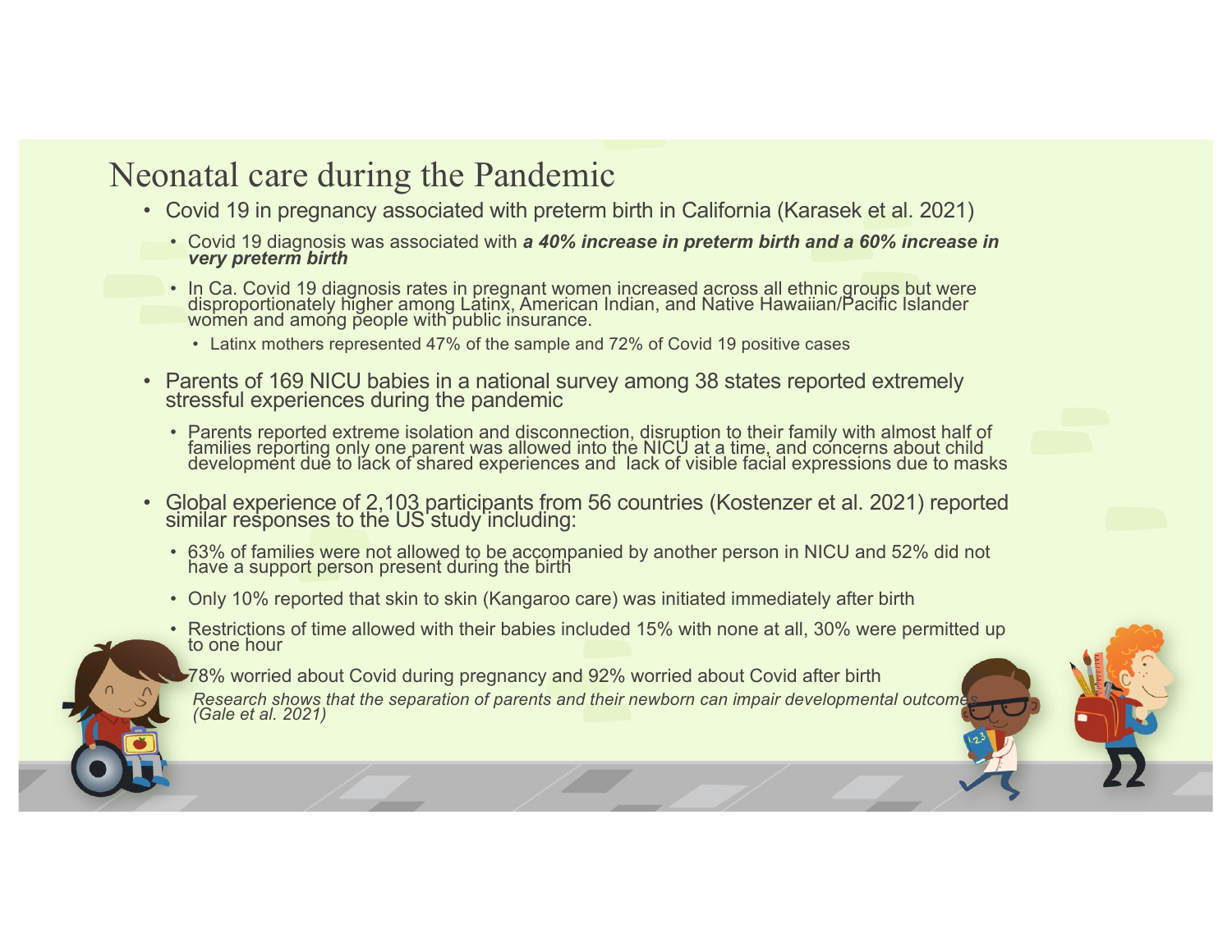# Neonatal care during the Pandemic

- Covid 19 in pregnancy associated with preterm birth in California (Karasek et al. 2021)
  - Covid 19 diagnosis was associated with ***a 40% increase in preterm birth and a 60% increase in very preterm birth***
  - In Ca. Covid 19 diagnosis rates in pregnant women increased across all ethnic groups but were disproportionately higher among Latinx, American Indian, and Native Hawaiian/Pacific Islander women and among people with public insurance.
    - Latinx mothers represented 47% of the sample and 72% of Covid 19 positive cases
- Parents of 169 NICU babies in a national survey among 38 states reported extremely stressful experiences during the pandemic
  - Parents reported extreme isolation and disconnection, disruption to their family with almost half of families reporting only one parent was allowed into the NICU at a time, and concerns about child development due to lack of shared experiences and lack of visible facial expressions due to masks
- Global experience of 2,103 participants from 56 countries (Kostenzer et al. 2021) reported similar responses to the US study including:
  - 63% of families were not allowed to be accompanied by another person in NICU and 52% did not have a support person present during the birth
  - Only 10% reported that skin to skin (Kangaroo care) was initiated immediately after birth
  - Restrictions of time allowed with their babies included 15% with none at all, 30% were permitted up to one hour
  - 78% worried about Covid during pregnancy and 92% worried about Covid after birth

*Research shows that the separation of parents and their newborn can impair developmental outcomes (Gale et al. 2021)*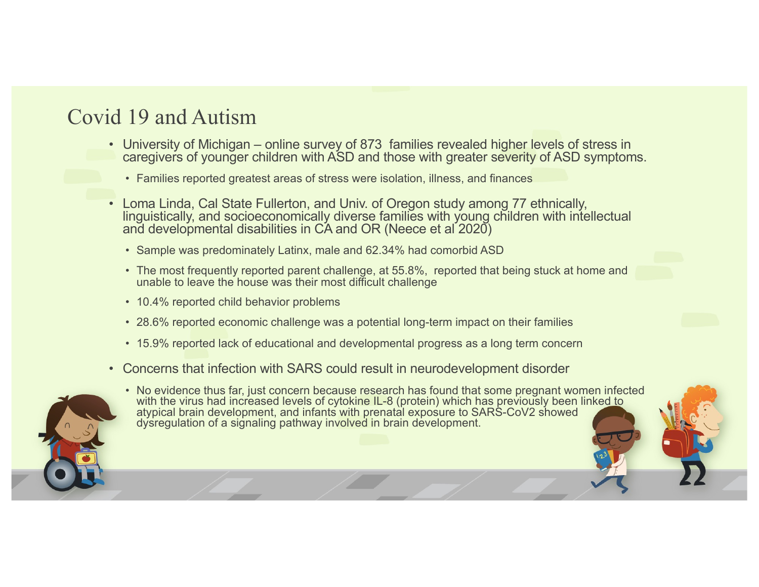# Covid 19 and Autism

- University of Michigan – online survey of 873 families revealed higher levels of stress in caregivers of younger children with ASD and those with greater severity of ASD symptoms.
  - Families reported greatest areas of stress were isolation, illness, and finances
- Loma Linda, Cal State Fullerton, and Univ. of Oregon study among 77 ethnically, linguistically, and socioeconomically diverse families with young children with intellectual and developmental disabilities in CA and OR (Neece et al 2020)
  - Sample was predominately Latinx, male and 62.34% had comorbid ASD
  - The most frequently reported parent challenge, at 55.8%, reported that being stuck at home and unable to leave the house was their most difficult challenge
  - 10.4% reported child behavior problems
  - 28.6% reported economic challenge was a potential long-term impact on their families
  - 15.9% reported lack of educational and developmental progress as a long term concern
- Concerns that infection with SARS could result in neurodevelopment disorder
  - No evidence thus far, just concern because research has found that some pregnant women infected with the virus had increased levels of cytokine IL-8 (protein) which has previously been linked to atypical brain development, and infants with prenatal exposure to SARS-CoV2 showed dysregulation of a signaling pathway involved in brain development.